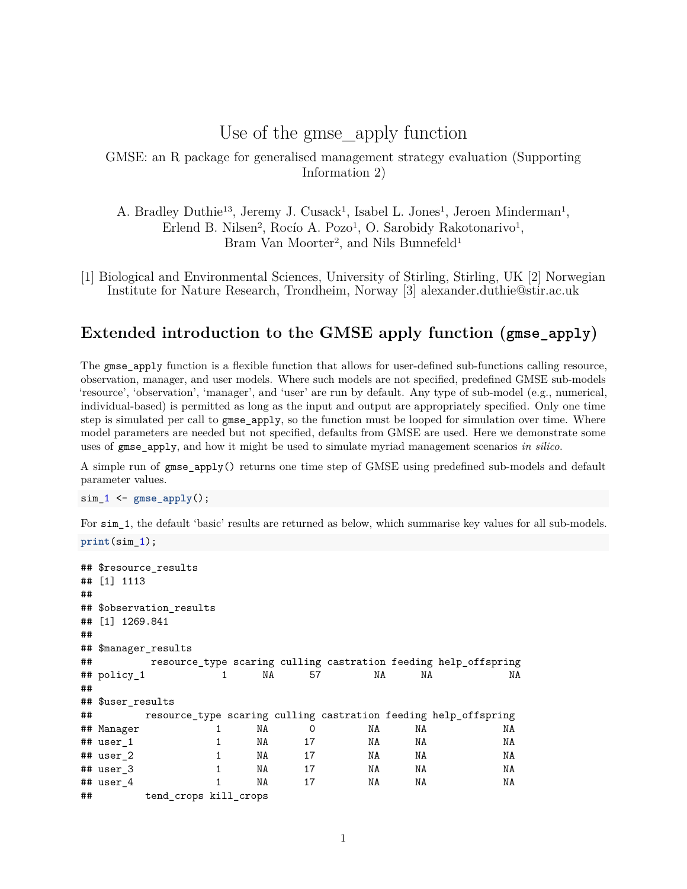# Use of the gmse_apply function

GMSE: an R package for generalised management strategy evaluation (Supporting Information 2)

A. Bradley Duthie[1,3], Jeremy J. Cusack[1], Isabel L. Jones[1], Jeroen Minderman[1], Erlend B. Nilsen[2], Rocío A. Pozo[1], O. Sarobidy Rakotonarivo[1], Bram Van Moorter[2], and Nils Bunnefeld[1]

[1] Biological and Environmental Sciences, University of Stirling, Stirling, UK [2] Norwegian Institute for Nature Research, Trondheim, Norway [3] alexander.duthie@stir.ac.uk

## Extended introduction to the GMSE apply function (`gmse_apply`)

The `gmse_apply` function is a flexible function that allows for user-defined sub-functions calling resource, observation, manager, and user models. Where such models are not specified, predefined GMSE sub-models 'resource', 'observation', 'manager', and 'user' are run by default. Any type of sub-model (e.g., numerical, individual-based) is permitted as long as the input and output are appropriately specified. Only one time step is simulated per call to `gmse_apply`, so the function must be looped for simulation over time. Where model parameters are needed but not specified, defaults from GMSE are used. Here we demonstrate some uses of `gmse_apply`, and how it might be used to simulate myriad management scenarios *in silico*.

A simple run of `gmse_apply()` returns one time step of GMSE using predefined sub-models and default parameter values.

```
sim_1 <- gmse_apply();
```

For `sim_1`, the default 'basic' results are returned as below, which summarise key values for all sub-models.

```
print(sim_1);
```

```
## $resource_results
## [1] 1113
##
## $observation_results
## [1] 1269.841
##
## $manager_results
##          resource_type scaring culling castration feeding help_offspring
## policy_1             1      NA      57         NA      NA             NA
##
## $user_results
##         resource_type scaring culling castration feeding help_offspring
## Manager             1      NA       0         NA      NA             NA
## user_1              1      NA      17         NA      NA             NA
## user_2              1      NA      17         NA      NA             NA
## user_3              1      NA      17         NA      NA             NA
## user_4              1      NA      17         NA      NA             NA
##         tend_crops kill_crops
```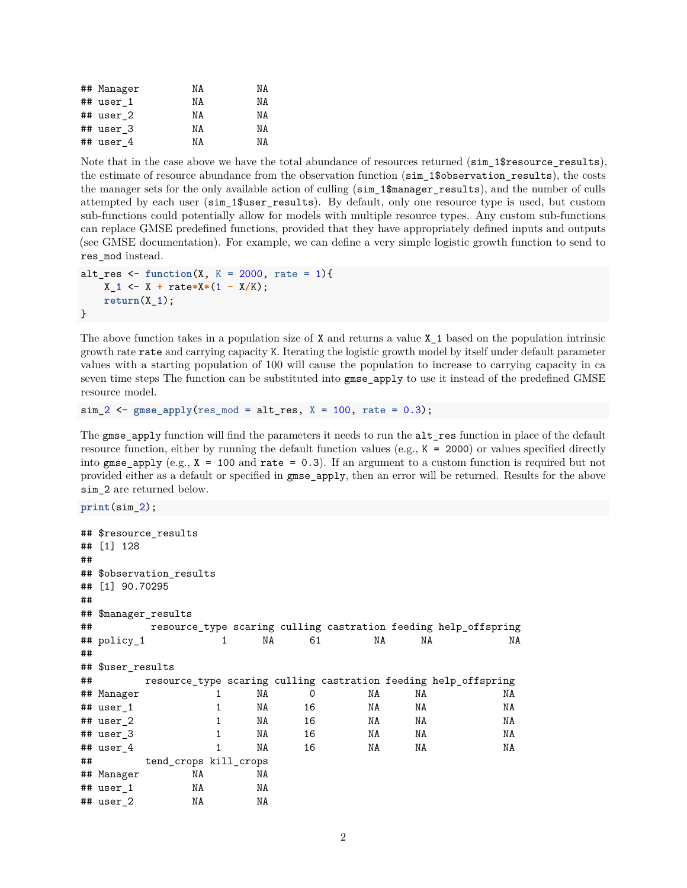```
## Manager         NA         NA
## user_1          NA         NA
## user_2          NA         NA
## user_3          NA         NA
## user_4          NA         NA
```

Note that in the case above we have the total abundance of resources returned (`sim_1$resource_results`), the estimate of resource abundance from the observation function (`sim_1$observation_results`), the costs the manager sets for the only available action of culling (`sim_1$manager_results`), and the number of culls attempted by each user (`sim_1$user_results`). By default, only one resource type is used, but custom sub-functions could potentially allow for models with multiple resource types. Any custom sub-functions can replace GMSE predefined functions, provided that they have appropriately defined inputs and outputs (see GMSE documentation). For example, we can define a very simple logistic growth function to send to `res_mod` instead.

```
alt_res <- function(X, K = 2000, rate = 1){
    X_1 <- X + rate*X*(1 - X/K);
    return(X_1);
}
```

The above function takes in a population size of `X` and returns a value `X_1` based on the population intrinsic growth rate `rate` and carrying capacity `K`. Iterating the logistic growth model by itself under default parameter values with a starting population of 100 will cause the population to increase to carrying capacity in ca seven time steps The function can be substituted into `gmse_apply` to use it instead of the predefined GMSE resource model.

```
sim_2 <- gmse_apply(res_mod = alt_res, X = 100, rate = 0.3);
```

The `gmse_apply` function will find the parameters it needs to run the `alt_res` function in place of the default resource function, either by running the default function values (e.g., `K = 2000`) or values specified directly into `gmse_apply` (e.g., `X = 100` and `rate = 0.3`). If an argument to a custom function is required but not provided either as a default or specified in `gmse_apply`, then an error will be returned. Results for the above `sim_2` are returned below.

```
print(sim_2);
```

```
## $resource_results
## [1] 128
##
## $observation_results
## [1] 90.70295
##
## $manager_results
##          resource_type scaring culling castration feeding help_offspring
## policy_1             1      NA      61         NA      NA             NA
##
## $user_results
##         resource_type scaring culling castration feeding help_offspring
## Manager             1      NA       0         NA      NA             NA
## user_1              1      NA      16         NA      NA             NA
## user_2              1      NA      16         NA      NA             NA
## user_3              1      NA      16         NA      NA             NA
## user_4              1      NA      16         NA      NA             NA
##         tend_crops kill_crops
## Manager         NA         NA
## user_1          NA         NA
## user_2          NA         NA
```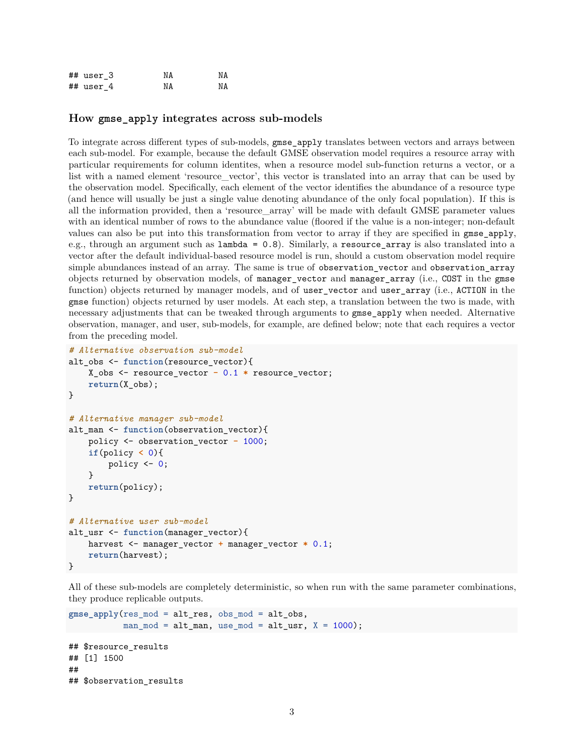```
## user_3          NA         NA
## user_4          NA         NA
```

### How `gmse_apply` integrates across sub-models

To integrate across different types of sub-models, `gmse_apply` translates between vectors and arrays between each sub-model. For example, because the default GMSE observation model requires a resource array with particular requirements for column identites, when a resource model sub-function returns a vector, or a list with a named element 'resource_vector', this vector is translated into an array that can be used by the observation model. Specifically, each element of the vector identifies the abundance of a resource type (and hence will usually be just a single value denoting abundance of the only focal population). If this is all the information provided, then a 'resource_array' will be made with default GMSE parameter values with an identical number of rows to the abundance value (floored if the value is a non-integer; non-default values can also be put into this transformation from vector to array if they are specified in `gmse_apply`, e.g., through an argument such as `lambda = 0.8`). Similarly, a `resource_array` is also translated into a vector after the default individual-based resource model is run, should a custom observation model require simple abundances instead of an array. The same is true of `observation_vector` and `observation_array` objects returned by observation models, of `manager_vector` and `manager_array` (i.e., `COST` in the `gmse` function) objects returned by manager models, and of `user_vector` and `user_array` (i.e., `ACTION` in the `gmse` function) objects returned by user models. At each step, a translation between the two is made, with necessary adjustments that can be tweaked through arguments to `gmse_apply` when needed. Alternative observation, manager, and user, sub-models, for example, are defined below; note that each requires a vector from the preceding model.

```
# Alternative observation sub-model
alt_obs <- function(resource_vector){
    X_obs <- resource_vector - 0.1 * resource_vector;
    return(X_obs);
}

# Alternative manager sub-model
alt_man <- function(observation_vector){
    policy <- observation_vector - 1000;
    if(policy < 0){
        policy <- 0;
    }
    return(policy);
}

# Alternative user sub-model
alt_usr <- function(manager_vector){
    harvest <- manager_vector + manager_vector * 0.1;
    return(harvest);
}
```

All of these sub-models are completely deterministic, so when run with the same parameter combinations, they produce replicable outputs.

```
gmse_apply(res_mod = alt_res, obs_mod = alt_obs,
           man_mod = alt_man, use_mod = alt_usr, X = 1000);
```

```
## $resource_results
## [1] 1500
##
## $observation_results
```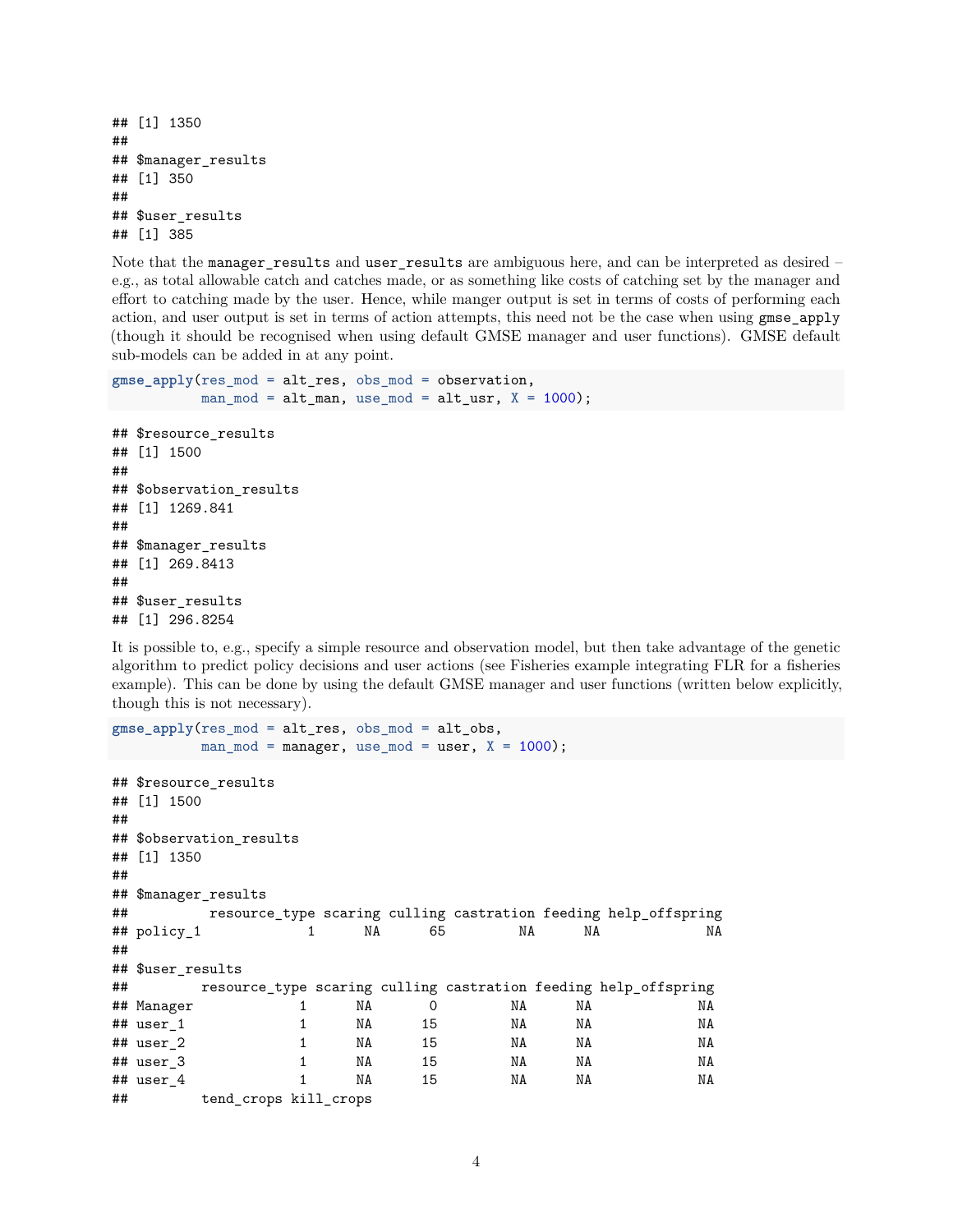```
## [1] 1350
##
## $manager_results
## [1] 350
##
## $user_results
## [1] 385
```

Note that the `manager_results` and `user_results` are ambiguous here, and can be interpreted as desired – e.g., as total allowable catch and catches made, or as something like costs of catching set by the manager and effort to catching made by the user. Hence, while manger output is set in terms of costs of performing each action, and user output is set in terms of action attempts, this need not be the case when using `gmse_apply` (though it should be recognised when using default GMSE manager and user functions). GMSE default sub-models can be added in at any point.

```
gmse_apply(res_mod = alt_res, obs_mod = observation,
           man_mod = alt_man, use_mod = alt_usr, X = 1000);
```

```
## $resource_results
## [1] 1500
##
## $observation_results
## [1] 1269.841
##
## $manager_results
## [1] 269.8413
##
## $user_results
## [1] 296.8254
```

It is possible to, e.g., specify a simple resource and observation model, but then take advantage of the genetic algorithm to predict policy decisions and user actions (see Fisheries example integrating FLR for a fisheries example). This can be done by using the default GMSE manager and user functions (written below explicitly, though this is not necessary).

```
gmse_apply(res_mod = alt_res, obs_mod = alt_obs,
           man_mod = manager, use_mod = user, X = 1000);
```

```
## $resource_results
## [1] 1500
##
## $observation_results
## [1] 1350
##
## $manager_results
##          resource_type scaring culling castration feeding help_offspring
## policy_1             1      NA      65         NA      NA             NA
##
## $user_results
##         resource_type scaring culling castration feeding help_offspring
## Manager             1      NA       0         NA      NA             NA
## user_1              1      NA      15         NA      NA             NA
## user_2              1      NA      15         NA      NA             NA
## user_3              1      NA      15         NA      NA             NA
## user_4              1      NA      15         NA      NA             NA
##         tend_crops kill_crops
```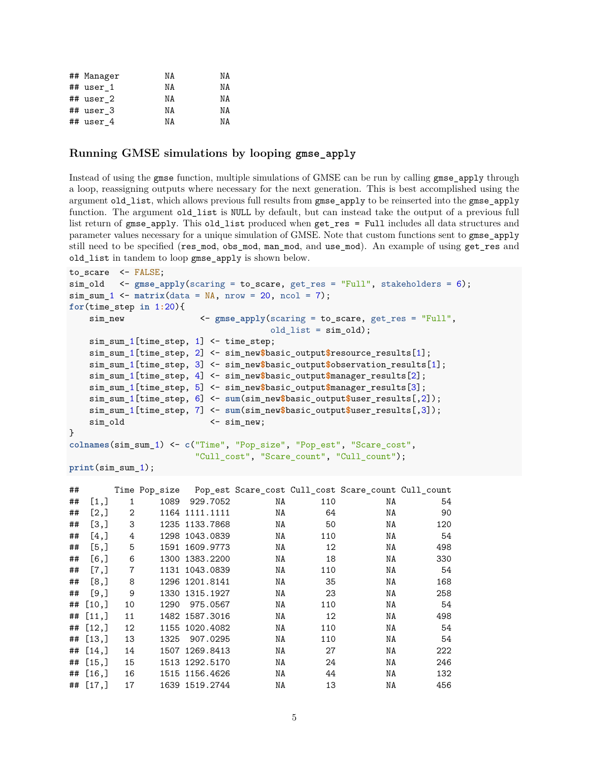```
## Manager         NA         NA
## user_1          NA         NA
## user_2          NA         NA
## user_3          NA         NA
## user_4          NA         NA
```

### Running GMSE simulations by looping `gmse_apply`

Instead of using the `gmse` function, multiple simulations of GMSE can be run by calling `gmse_apply` through a loop, reassigning outputs where necessary for the next generation. This is best accomplished using the argument `old_list`, which allows previous full results from `gmse_apply` to be reinserted into the `gmse_apply` function. The argument `old_list` is `NULL` by default, but can instead take the output of a previous full list return of `gmse_apply`. This `old_list` produced when `get_res = Full` includes all data structures and parameter values necessary for a unique simulation of GMSE. Note that custom functions sent to `gmse_apply` still need to be specified (`res_mod`, `obs_mod`, `man_mod`, and `use_mod`). An example of using `get_res` and `old_list` in tandem to loop `gmse_apply` is shown below.

```
to_scare  <- FALSE;
sim_old   <- gmse_apply(scaring = to_scare, get_res = "Full", stakeholders = 6);
sim_sum_1 <- matrix(data = NA, nrow = 20, ncol = 7);
for(time_step in 1:20){
    sim_new               <- gmse_apply(scaring = to_scare, get_res = "Full",
                                        old_list = sim_old);
    sim_sum_1[time_step, 1] <- time_step;
    sim_sum_1[time_step, 2] <- sim_new$basic_output$resource_results[1];
    sim_sum_1[time_step, 3] <- sim_new$basic_output$observation_results[1];
    sim_sum_1[time_step, 4] <- sim_new$basic_output$manager_results[2];
    sim_sum_1[time_step, 5] <- sim_new$basic_output$manager_results[3];
    sim_sum_1[time_step, 6] <- sum(sim_new$basic_output$user_results[,2]);
    sim_sum_1[time_step, 7] <- sum(sim_new$basic_output$user_results[,3]);
    sim_old                 <- sim_new;
}
colnames(sim_sum_1) <- c("Time", "Pop_size", "Pop_est", "Scare_cost",
                         "Cull_cost", "Scare_count", "Cull_count");
print(sim_sum_1);
```

```
##       Time Pop_size   Pop_est Scare_cost Cull_cost Scare_count Cull_count
##  [1,]    1     1089  929.7052         NA       110          NA         54
##  [2,]    2     1164 1111.1111         NA        64          NA         90
##  [3,]    3     1235 1133.7868         NA        50          NA        120
##  [4,]    4     1298 1043.0839         NA       110          NA         54
##  [5,]    5     1591 1609.9773         NA        12          NA        498
##  [6,]    6     1300 1383.2200         NA        18          NA        330
##  [7,]    7     1131 1043.0839         NA       110          NA         54
##  [8,]    8     1296 1201.8141         NA        35          NA        168
##  [9,]    9     1330 1315.1927         NA        23          NA        258
## [10,]   10     1290  975.0567         NA       110          NA         54
## [11,]   11     1482 1587.3016         NA        12          NA        498
## [12,]   12     1155 1020.4082         NA       110          NA         54
## [13,]   13     1325  907.0295         NA       110          NA         54
## [14,]   14     1507 1269.8413         NA        27          NA        222
## [15,]   15     1513 1292.5170         NA        24          NA        246
## [16,]   16     1515 1156.4626         NA        44          NA        132
## [17,]   17     1639 1519.2744         NA        13          NA        456
```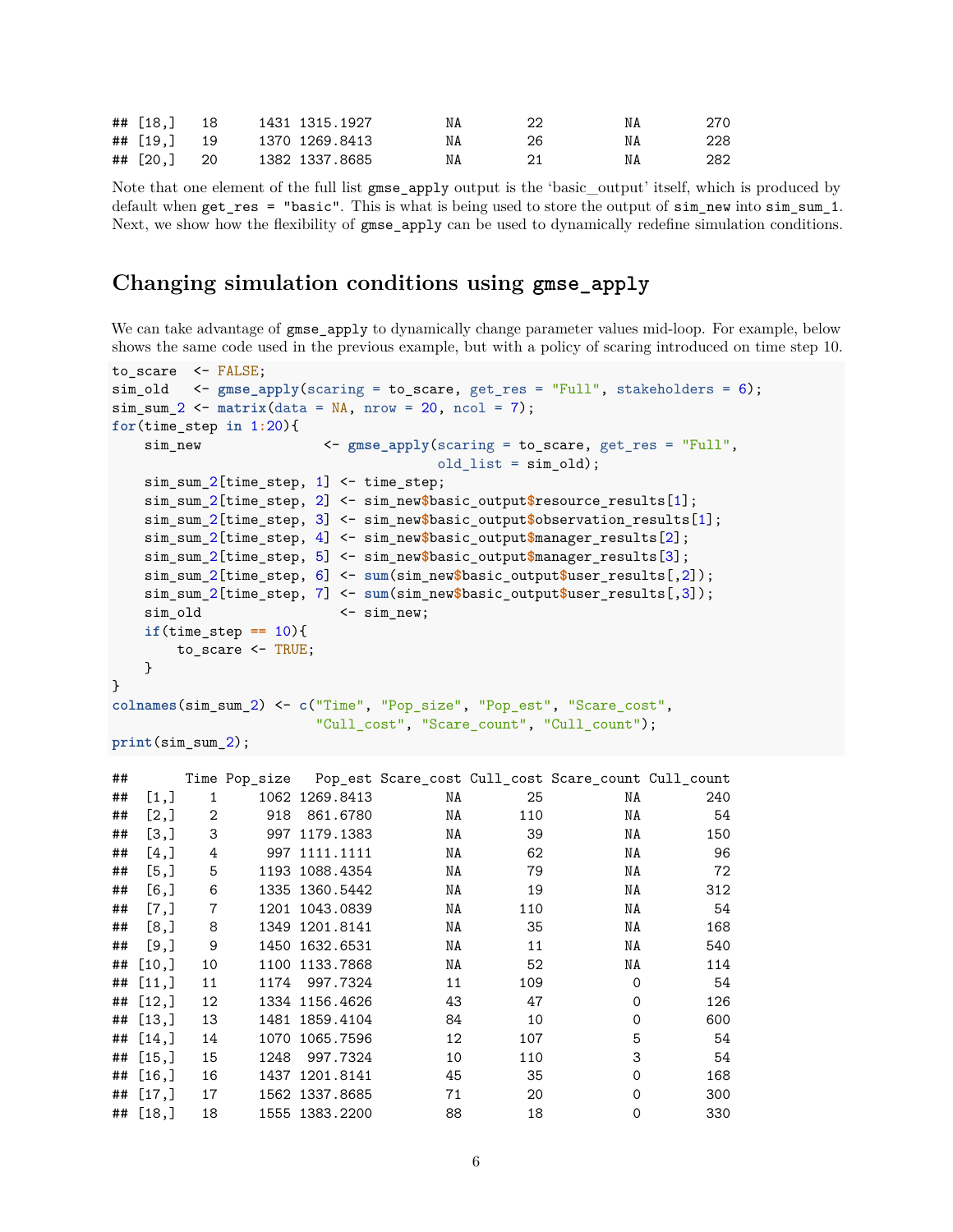```
## [18,]   18     1431 1315.1927         NA        22          NA        270
## [19,]   19     1370 1269.8413         NA        26          NA        228
## [20,]   20     1382 1337.8685         NA        21          NA        282
```

Note that one element of the full list `gmse_apply` output is the 'basic_output' itself, which is produced by default when `get_res = "basic"`. This is what is being used to store the output of `sim_new` into `sim_sum_1`. Next, we show how the flexibility of `gmse_apply` can be used to dynamically redefine simulation conditions.

## Changing simulation conditions using `gmse_apply`

We can take advantage of `gmse_apply` to dynamically change parameter values mid-loop. For example, below shows the same code used in the previous example, but with a policy of scaring introduced on time step 10.

```
to_scare  <- FALSE;
sim_old   <- gmse_apply(scaring = to_scare, get_res = "Full", stakeholders = 6);
sim_sum_2 <- matrix(data = NA, nrow = 20, ncol = 7);
for(time_step in 1:20){
    sim_new              <- gmse_apply(scaring = to_scare, get_res = "Full",
                                       old_list = sim_old);
    sim_sum_2[time_step, 1] <- time_step;
    sim_sum_2[time_step, 2] <- sim_new$basic_output$resource_results[1];
    sim_sum_2[time_step, 3] <- sim_new$basic_output$observation_results[1];
    sim_sum_2[time_step, 4] <- sim_new$basic_output$manager_results[2];
    sim_sum_2[time_step, 5] <- sim_new$basic_output$manager_results[3];
    sim_sum_2[time_step, 6] <- sum(sim_new$basic_output$user_results[,2]);
    sim_sum_2[time_step, 7] <- sum(sim_new$basic_output$user_results[,3]);
    sim_old                 <- sim_new;
    if(time_step == 10){
        to_scare <- TRUE;
    }
}
colnames(sim_sum_2) <- c("Time", "Pop_size", "Pop_est", "Scare_cost",
                         "Cull_cost", "Scare_count", "Cull_count");
print(sim_sum_2);
```

```
##       Time Pop_size   Pop_est Scare_cost Cull_cost Scare_count Cull_count
##  [1,]    1     1062 1269.8413         NA        25          NA        240
##  [2,]    2      918  861.6780         NA       110          NA         54
##  [3,]    3      997 1179.1383         NA        39          NA        150
##  [4,]    4      997 1111.1111         NA        62          NA         96
##  [5,]    5     1193 1088.4354         NA        79          NA         72
##  [6,]    6     1335 1360.5442         NA        19          NA        312
##  [7,]    7     1201 1043.0839         NA       110          NA         54
##  [8,]    8     1349 1201.8141         NA        35          NA        168
##  [9,]    9     1450 1632.6531         NA        11          NA        540
## [10,]   10     1100 1133.7868         NA        52          NA        114
## [11,]   11     1174  997.7324         11       109           0         54
## [12,]   12     1334 1156.4626         43        47           0        126
## [13,]   13     1481 1859.4104         84        10           0        600
## [14,]   14     1070 1065.7596         12       107           5         54
## [15,]   15     1248  997.7324         10       110           3         54
## [16,]   16     1437 1201.8141         45        35           0        168
## [17,]   17     1562 1337.8685         71        20           0        300
## [18,]   18     1555 1383.2200         88        18           0        330
```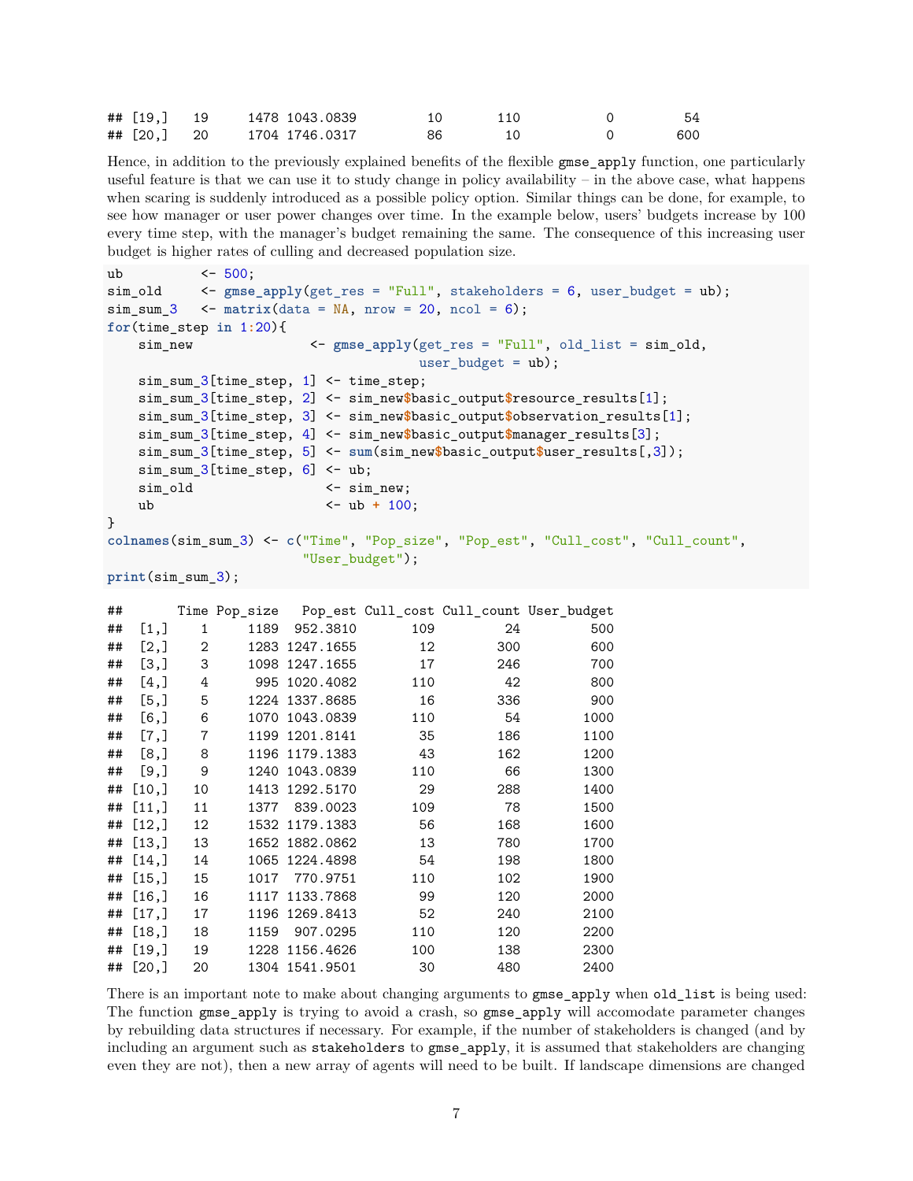```
## [19,]   19     1478 1043.0839         10       110            0         54
## [20,]   20     1704 1746.0317         86        10            0        600
```

Hence, in addition to the previously explained benefits of the flexible `gmse_apply` function, one particularly useful feature is that we can use it to study change in policy availability – in the above case, what happens when scaring is suddenly introduced as a possible policy option. Similar things can be done, for example, to see how manager or user power changes over time. In the example below, users' budgets increase by 100 every time step, with the manager's budget remaining the same. The consequence of this increasing user budget is higher rates of culling and decreased population size.

```
ub          <- 500;
sim_old     <- gmse_apply(get_res = "Full", stakeholders = 6, user_budget = ub);
sim_sum_3   <- matrix(data = NA, nrow = 20, ncol = 6);
for(time_step in 1:20){
    sim_new              <- gmse_apply(get_res = "Full", old_list = sim_old,
                                       user_budget = ub);
    sim_sum_3[time_step, 1] <- time_step;
    sim_sum_3[time_step, 2] <- sim_new$basic_output$resource_results[1];
    sim_sum_3[time_step, 3] <- sim_new$basic_output$observation_results[1];
    sim_sum_3[time_step, 4] <- sim_new$basic_output$manager_results[3];
    sim_sum_3[time_step, 5] <- sum(sim_new$basic_output$user_results[,3]);
    sim_sum_3[time_step, 6] <- ub;
    sim_old                 <- sim_new;
    ub                      <- ub + 100;
}
colnames(sim_sum_3) <- c("Time", "Pop_size", "Pop_est", "Cull_cost", "Cull_count",
                         "User_budget");
print(sim_sum_3);
```

```
##       Time Pop_size   Pop_est Cull_cost Cull_count User_budget
##  [1,]    1     1189  952.3810       109         24         500
##  [2,]    2     1283 1247.1655        12        300         600
##  [3,]    3     1098 1247.1655        17        246         700
##  [4,]    4      995 1020.4082       110         42         800
##  [5,]    5     1224 1337.8685        16        336         900
##  [6,]    6     1070 1043.0839       110         54        1000
##  [7,]    7     1199 1201.8141        35        186        1100
##  [8,]    8     1196 1179.1383        43        162        1200
##  [9,]    9     1240 1043.0839       110         66        1300
## [10,]   10     1413 1292.5170        29        288        1400
## [11,]   11     1377  839.0023       109         78        1500
## [12,]   12     1532 1179.1383        56        168        1600
## [13,]   13     1652 1882.0862        13        780        1700
## [14,]   14     1065 1224.4898        54        198        1800
## [15,]   15     1017  770.9751       110        102        1900
## [16,]   16     1117 1133.7868        99        120        2000
## [17,]   17     1196 1269.8413        52        240        2100
## [18,]   18     1159  907.0295       110        120        2200
## [19,]   19     1228 1156.4626       100        138        2300
## [20,]   20     1304 1541.9501        30        480        2400
```

There is an important note to make about changing arguments to `gmse_apply` when `old_list` is being used: The function `gmse_apply` is trying to avoid a crash, so `gmse_apply` will accomodate parameter changes by rebuilding data structures if necessary. For example, if the number of stakeholders is changed (and by including an argument such as `stakeholders` to `gmse_apply`, it is assumed that stakeholders are changing even they are not), then a new array of agents will need to be built. If landscape dimensions are changed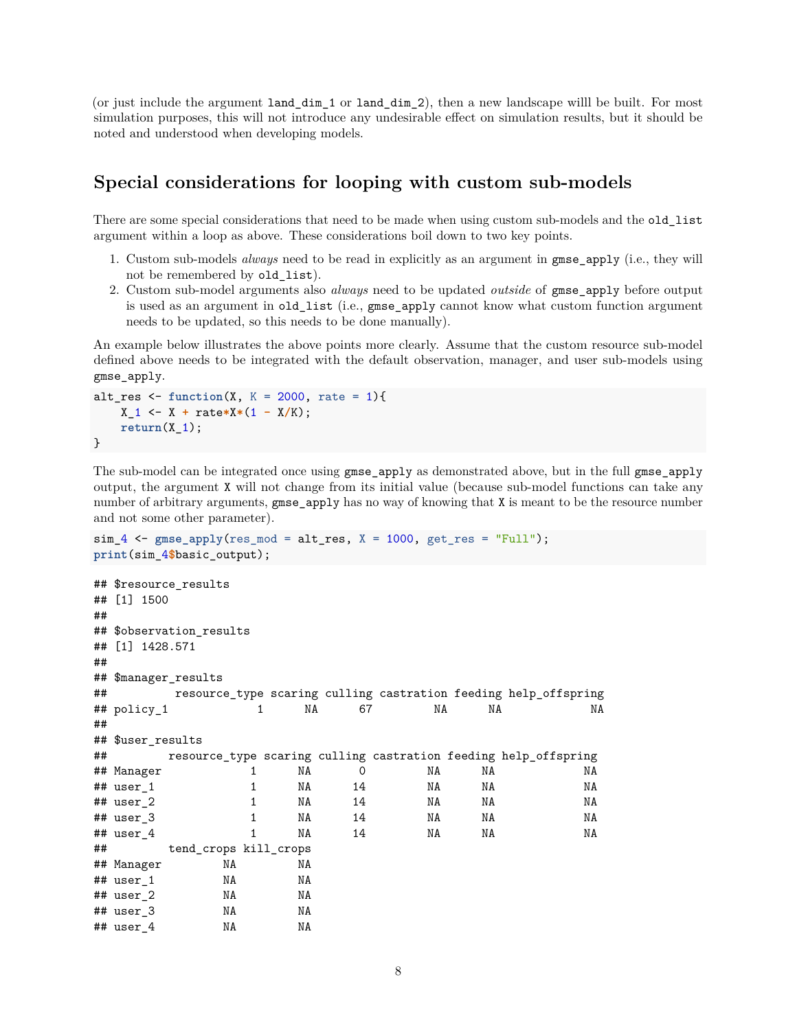(or just include the argument `land_dim_1` or `land_dim_2`), then a new landscape willl be built. For most simulation purposes, this will not introduce any undesirable effect on simulation results, but it should be noted and understood when developing models.

## Special considerations for looping with custom sub-models

There are some special considerations that need to be made when using custom sub-models and the `old_list` argument within a loop as above. These considerations boil down to two key points.

1. Custom sub-models *always* need to be read in explicitly as an argument in `gmse_apply` (i.e., they will not be remembered by `old_list`).
2. Custom sub-model arguments also *always* need to be updated *outside* of `gmse_apply` before output is used as an argument in `old_list` (i.e., `gmse_apply` cannot know what custom function argument needs to be updated, so this needs to be done manually).

An example below illustrates the above points more clearly. Assume that the custom resource sub-model defined above needs to be integrated with the default observation, manager, and user sub-models using `gmse_apply`.

```
alt_res <- function(X, K = 2000, rate = 1){
    X_1 <- X + rate*X*(1 - X/K);
    return(X_1);
}
```

The sub-model can be integrated once using `gmse_apply` as demonstrated above, but in the full `gmse_apply` output, the argument `X` will not change from its initial value (because sub-model functions can take any number of arbitrary arguments, `gmse_apply` has no way of knowing that `X` is meant to be the resource number and not some other parameter).

```
sim_4 <- gmse_apply(res_mod = alt_res, X = 1000, get_res = "Full");
print(sim_4$basic_output);
```

```
## $resource_results
## [1] 1500
## 
## $observation_results
## [1] 1428.571
## 
## $manager_results
##          resource_type scaring culling castration feeding help_offspring
## policy_1             1      NA      67         NA      NA             NA
## 
## $user_results
##         resource_type scaring culling castration feeding help_offspring
## Manager             1      NA       0         NA      NA             NA
## user_1              1      NA      14         NA      NA             NA
## user_2              1      NA      14         NA      NA             NA
## user_3              1      NA      14         NA      NA             NA
## user_4              1      NA      14         NA      NA             NA
##         tend_crops kill_crops
## Manager         NA         NA
## user_1          NA         NA
## user_2          NA         NA
## user_3          NA         NA
## user_4          NA         NA
```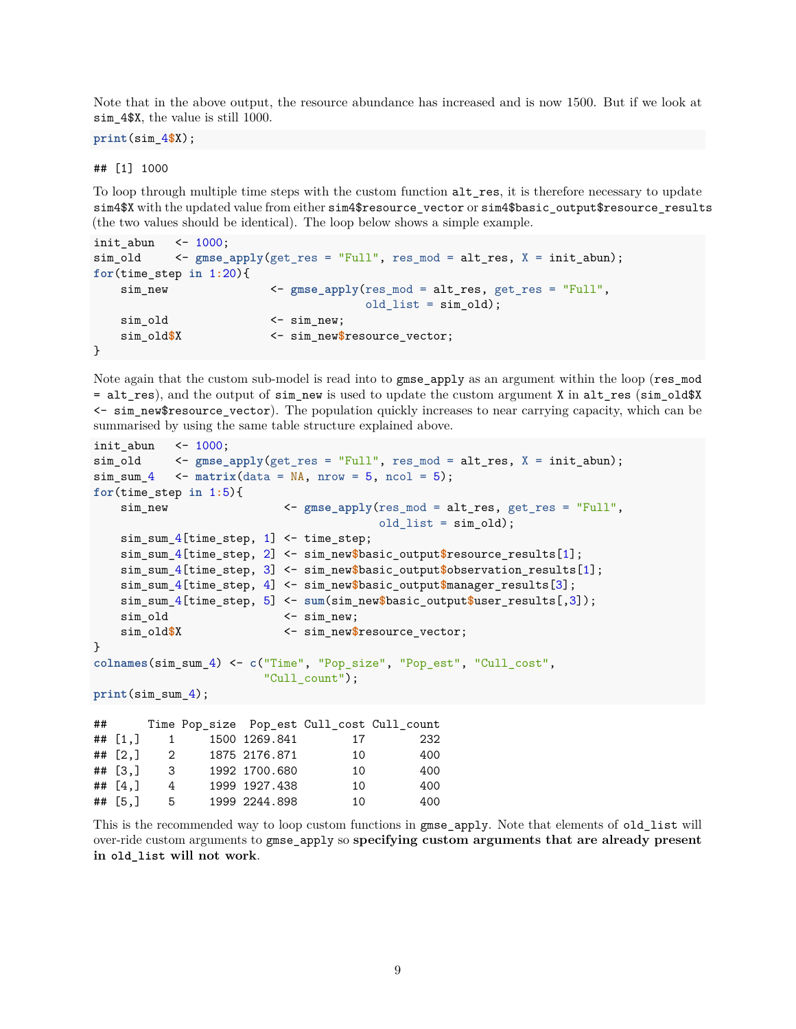Note that in the above output, the resource abundance has increased and is now 1500. But if we look at `sim_4$X`, the value is still 1000.

```
print(sim_4$X);
```

```
## [1] 1000
```

To loop through multiple time steps with the custom function `alt_res`, it is therefore necessary to update `sim4$X` with the updated value from either `sim4$resource_vector` or `sim4$basic_output$resource_results` (the two values should be identical). The loop below shows a simple example.

```
init_abun   <- 1000;
sim_old     <- gmse_apply(get_res = "Full", res_mod = alt_res, X = init_abun);
for(time_step in 1:20){
    sim_new              <- gmse_apply(res_mod = alt_res, get_res = "Full",
                                       old_list = sim_old);
    sim_old              <- sim_new;
    sim_old$X            <- sim_new$resource_vector;
}
```

Note again that the custom sub-model is read into to `gmse_apply` as an argument within the loop (`res_mod = alt_res`), and the output of `sim_new` is used to update the custom argument `X` in `alt_res` (`sim_old$X <- sim_new$resource_vector`). The population quickly increases to near carrying capacity, which can be summarised by using the same table structure explained above.

```
init_abun   <- 1000;
sim_old     <- gmse_apply(get_res = "Full", res_mod = alt_res, X = init_abun);
sim_sum_4   <- matrix(data = NA, nrow = 5, ncol = 5);
for(time_step in 1:5){
    sim_new                 <- gmse_apply(res_mod = alt_res, get_res = "Full",
                                          old_list = sim_old);
    sim_sum_4[time_step, 1] <- time_step;
    sim_sum_4[time_step, 2] <- sim_new$basic_output$resource_results[1];
    sim_sum_4[time_step, 3] <- sim_new$basic_output$observation_results[1];
    sim_sum_4[time_step, 4] <- sim_new$basic_output$manager_results[3];
    sim_sum_4[time_step, 5] <- sum(sim_new$basic_output$user_results[,3]);
    sim_old                 <- sim_new;
    sim_old$X               <- sim_new$resource_vector;
}
colnames(sim_sum_4) <- c("Time", "Pop_size", "Pop_est", "Cull_cost",
                         "Cull_count");
print(sim_sum_4);
```

```
##      Time Pop_size  Pop_est Cull_cost Cull_count
## [1,]    1     1500 1269.841        17        232
## [2,]    2     1875 2176.871        10        400
## [3,]    3     1992 1700.680        10        400
## [4,]    4     1999 1927.438        10        400
## [5,]    5     1999 2244.898        10        400
```

This is the recommended way to loop custom functions in `gmse_apply`. Note that elements of `old_list` will over-ride custom arguments to `gmse_apply` so **specifying custom arguments that are already present in `old_list` will not work**.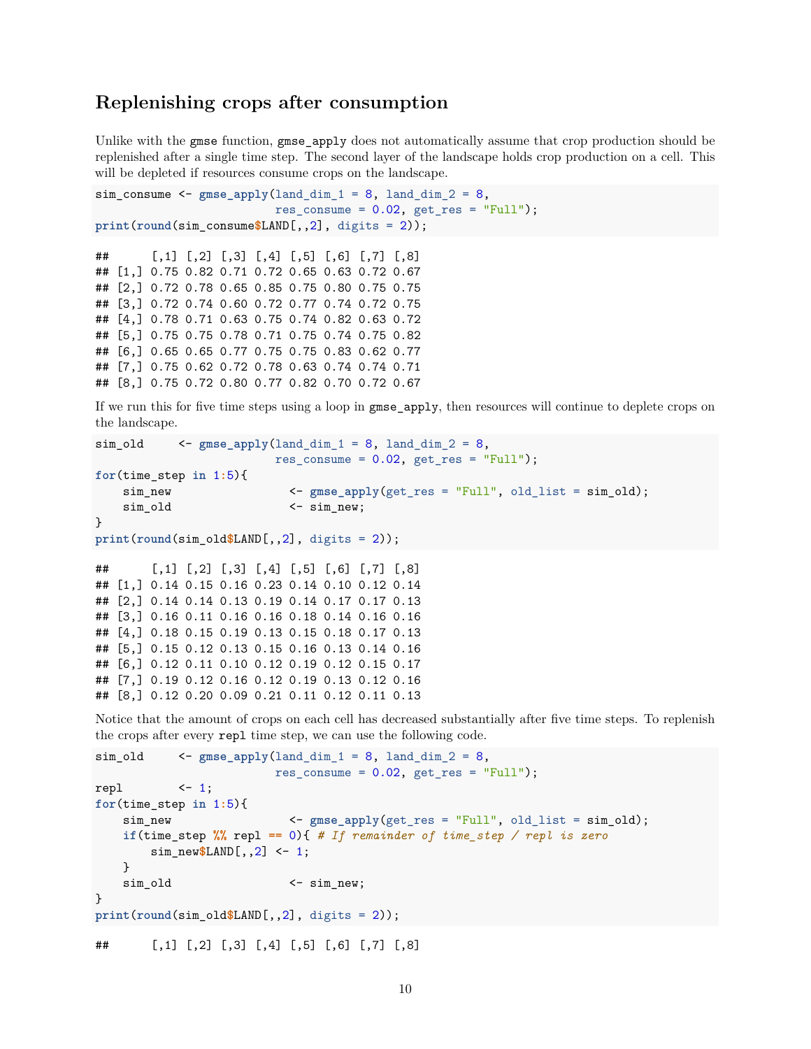## Replenishing crops after consumption

Unlike with the `gmse` function, `gmse_apply` does not automatically assume that crop production should be replenished after a single time step. The second layer of the landscape holds crop production on a cell. This will be depleted if resources consume crops on the landscape.

```
sim_consume <- gmse_apply(land_dim_1 = 8, land_dim_2 = 8,
                          res_consume = 0.02, get_res = "Full");
print(round(sim_consume$LAND[,,2], digits = 2));
```

```
##      [,1] [,2] [,3] [,4] [,5] [,6] [,7] [,8]
## [1,] 0.75 0.82 0.71 0.72 0.65 0.63 0.72 0.67
## [2,] 0.72 0.78 0.65 0.85 0.75 0.80 0.75 0.75
## [3,] 0.72 0.74 0.60 0.72 0.77 0.74 0.72 0.75
## [4,] 0.78 0.71 0.63 0.75 0.74 0.82 0.63 0.72
## [5,] 0.75 0.75 0.78 0.71 0.75 0.74 0.75 0.82
## [6,] 0.65 0.65 0.77 0.75 0.75 0.83 0.62 0.77
## [7,] 0.75 0.62 0.72 0.78 0.63 0.74 0.74 0.71
## [8,] 0.75 0.72 0.80 0.77 0.82 0.70 0.72 0.67
```

If we run this for five time steps using a loop in `gmse_apply`, then resources will continue to deplete crops on the landscape.

```
sim_old     <- gmse_apply(land_dim_1 = 8, land_dim_2 = 8,
                          res_consume = 0.02, get_res = "Full");
for(time_step in 1:5){
    sim_new                 <- gmse_apply(get_res = "Full", old_list = sim_old);
    sim_old                 <- sim_new;
}
print(round(sim_old$LAND[,,2], digits = 2));
```

```
##      [,1] [,2] [,3] [,4] [,5] [,6] [,7] [,8]
## [1,] 0.14 0.15 0.16 0.23 0.14 0.10 0.12 0.14
## [2,] 0.14 0.14 0.13 0.19 0.14 0.17 0.17 0.13
## [3,] 0.16 0.11 0.16 0.16 0.18 0.14 0.16 0.16
## [4,] 0.18 0.15 0.19 0.13 0.15 0.18 0.17 0.13
## [5,] 0.15 0.12 0.13 0.15 0.16 0.13 0.14 0.16
## [6,] 0.12 0.11 0.10 0.12 0.19 0.12 0.15 0.17
## [7,] 0.19 0.12 0.16 0.12 0.19 0.13 0.12 0.16
## [8,] 0.12 0.20 0.09 0.21 0.11 0.12 0.11 0.13
```

Notice that the amount of crops on each cell has decreased substantially after five time steps. To replenish the crops after every `repl` time step, we can use the following code.

```
sim_old     <- gmse_apply(land_dim_1 = 8, land_dim_2 = 8,
                          res_consume = 0.02, get_res = "Full");
repl        <- 1;
for(time_step in 1:5){
    sim_new                 <- gmse_apply(get_res = "Full", old_list = sim_old);
    if(time_step %% repl == 0){ # If remainder of time_step / repl is zero
        sim_new$LAND[,,2] <- 1;
    }
    sim_old                 <- sim_new;
}
print(round(sim_old$LAND[,,2], digits = 2));
```

```
##      [,1] [,2] [,3] [,4] [,5] [,6] [,7] [,8]
```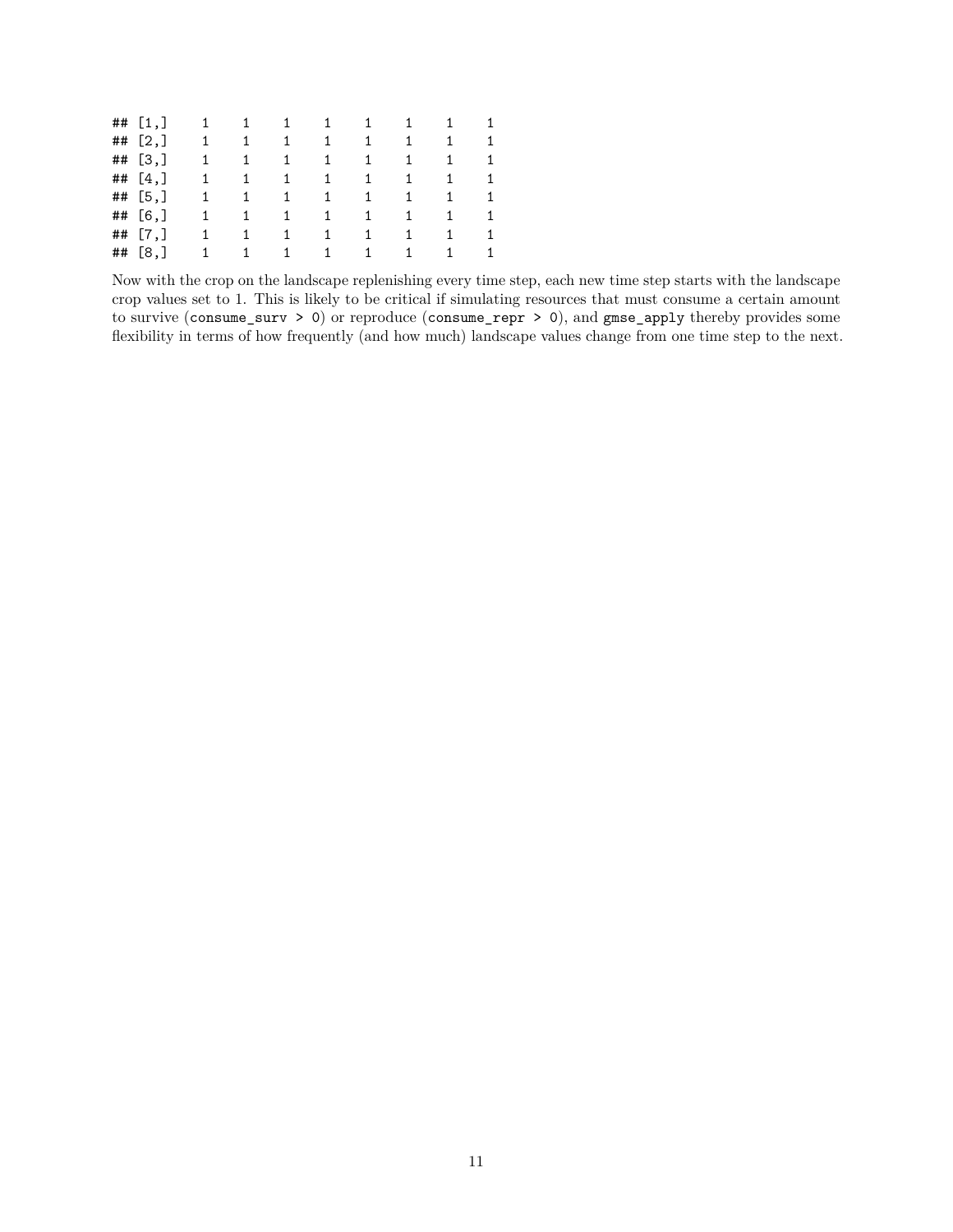```
## [1,]    1    1    1    1    1    1    1    1
## [2,]    1    1    1    1    1    1    1    1
## [3,]    1    1    1    1    1    1    1    1
## [4,]    1    1    1    1    1    1    1    1
## [5,]    1    1    1    1    1    1    1    1
## [6,]    1    1    1    1    1    1    1    1
## [7,]    1    1    1    1    1    1    1    1
## [8,]    1    1    1    1    1    1    1    1
```

Now with the crop on the landscape replenishing every time step, each new time step starts with the landscape crop values set to 1. This is likely to be critical if simulating resources that must consume a certain amount to survive (`consume_surv > 0`) or reproduce (`consume_repr > 0`), and `gmse_apply` thereby provides some flexibility in terms of how frequently (and how much) landscape values change from one time step to the next.